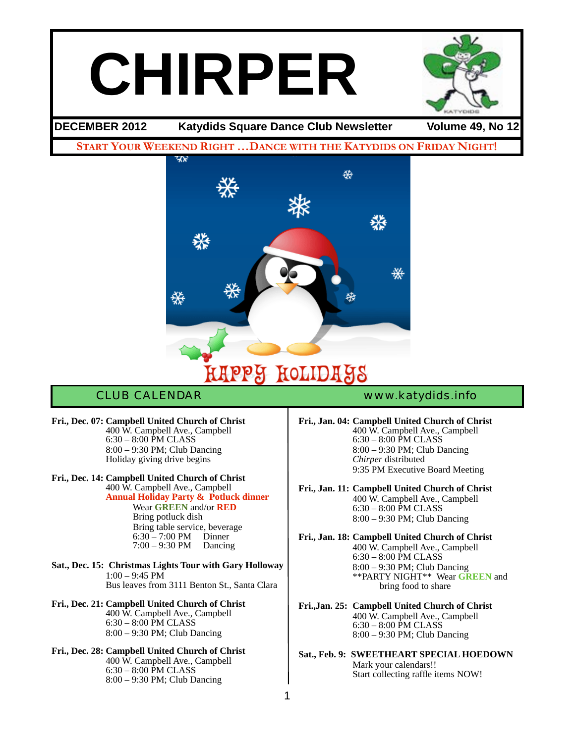# CHIRPER

**DECEMBER 2012** | **Katydids Square Dance Club Newsletter** | **Volume 49, No 12**

**START YOUR WEEKEND RIGHT …DANCE WITH THE KATYDIDS ON FRIDAY NIGHT!**

HAPPY HOLIDAYS

## CLUB CALENDAR

www.katydids.info

**Fri., Dec. 07: Campbell United Church of Christ**
400 W. Campbell Ave., Campbell
6:30 – 8:00 PM CLASS
8:00 – 9:30 PM; Club Dancing
Holiday giving drive begins

**Fri., Dec. 14: Campbell United Church of Christ**
400 W. Campbell Ave., Campbell
**Annual Holiday Party & Potluck dinner**
Wear **GREEN** and/or **RED**
Bring potluck dish
Bring table service, beverage
6:30 – 7:00 PM Dinner
7:00 – 9:30 PM Dancing

**Sat., Dec. 15: Christmas Lights Tour with Gary Holloway**
1:00 – 9:45 PM
Bus leaves from 3111 Benton St., Santa Clara

**Fri., Dec. 21: Campbell United Church of Christ**
400 W. Campbell Ave., Campbell
6:30 – 8:00 PM CLASS
8:00 – 9:30 PM; Club Dancing

**Fri., Dec. 28: Campbell United Church of Christ**
400 W. Campbell Ave., Campbell
6:30 – 8:00 PM CLASS
8:00 – 9:30 PM; Club Dancing

**Fri., Jan. 04: Campbell United Church of Christ**
400 W. Campbell Ave., Campbell
6:30 – 8:00 PM CLASS
8:00 – 9:30 PM; Club Dancing
*Chirper* distributed
9:35 PM Executive Board Meeting

**Fri., Jan. 11: Campbell United Church of Christ**
400 W. Campbell Ave., Campbell
6:30 – 8:00 PM CLASS
8:00 – 9:30 PM; Club Dancing

**Fri., Jan. 18: Campbell United Church of Christ**
400 W. Campbell Ave., Campbell
6:30 – 8:00 PM CLASS
8:00 – 9:30 PM; Club Dancing
**PARTY NIGHT** Wear **GREEN** and bring food to share

**Fri.,Jan. 25: Campbell United Church of Christ**
400 W. Campbell Ave., Campbell
6:30 – 8:00 PM CLASS
8:00 – 9:30 PM; Club Dancing

**Sat., Feb. 9: SWEETHEART SPECIAL HOEDOWN**
Mark your calendars!!
Start collecting raffle items NOW!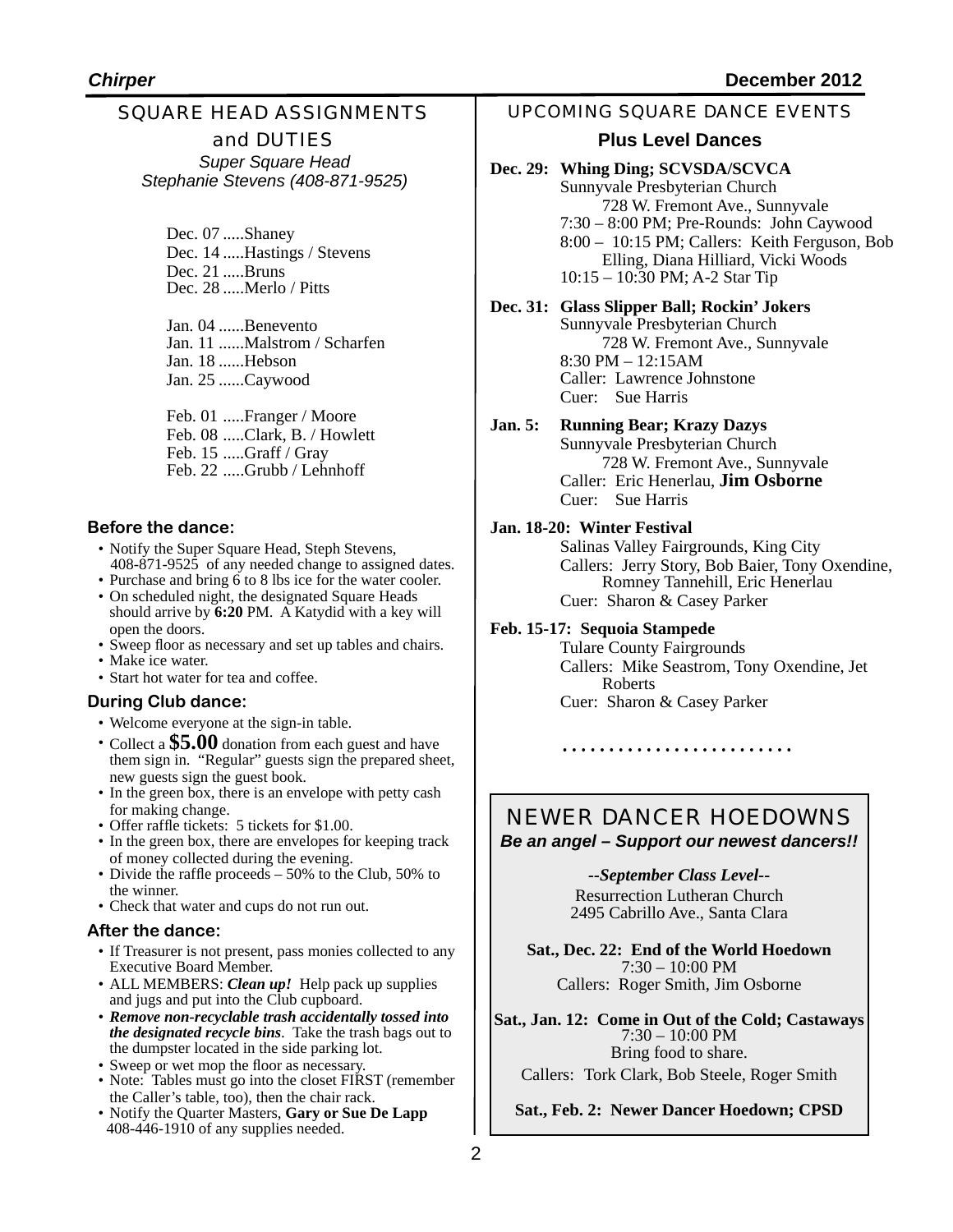## SQUARE HEAD ASSIGNMENTS and DUTIES

*Super Square Head*
*Stephanie Stevens (408-871-9525)*

Dec. 07 .....Shaney
Dec. 14 .....Hastings / Stevens
Dec. 21 .....Bruns
Dec. 28 .....Merlo / Pitts

Jan. 04 ......Benevento
Jan. 11 ......Malstrom / Scharfen
Jan. 18 ......Hebson
Jan. 25 ......Caywood

Feb. 01 .....Franger / Moore
Feb. 08 .....Clark, B. / Howlett
Feb. 15 .....Graff / Gray
Feb. 22 .....Grubb / Lehnhoff

### Before the dance:

- Notify the Super Square Head, Steph Stevens, 408-871-9525 of any needed change to assigned dates.
- Purchase and bring 6 to 8 lbs ice for the water cooler.
- On scheduled night, the designated Square Heads should arrive by **6:20** PM. A Katydid with a key will open the doors.
- Sweep floor as necessary and set up tables and chairs.
- Make ice water.
- Start hot water for tea and coffee.

### During Club dance:

- Welcome everyone at the sign-in table.
- Collect a **$5.00** donation from each guest and have them sign in. "Regular" guests sign the prepared sheet, new guests sign the guest book.
- In the green box, there is an envelope with petty cash for making change.
- Offer raffle tickets: 5 tickets for $1.00.
- In the green box, there are envelopes for keeping track of money collected during the evening.
- Divide the raffle proceeds – 50% to the Club, 50% to the winner.
- Check that water and cups do not run out.

### After the dance:

- If Treasurer is not present, pass monies collected to any Executive Board Member.
- ALL MEMBERS: ***Clean up!*** Help pack up supplies and jugs and put into the Club cupboard.
- ***Remove non-recyclable trash accidentally tossed into the designated recycle bins***. Take the trash bags out to the dumpster located in the side parking lot.
- Sweep or wet mop the floor as necessary.
- Note: Tables must go into the closet FIRST (remember the Caller's table, too), then the chair rack.
- Notify the Quarter Masters, **Gary or Sue De Lapp** 408-446-1910 of any supplies needed.

## UPCOMING SQUARE DANCE EVENTS

### Plus Level Dances

**Dec. 29: Whing Ding; SCVSDA/SCVCA**
Sunnyvale Presbyterian Church
728 W. Fremont Ave., Sunnyvale
7:30 – 8:00 PM; Pre-Rounds: John Caywood
8:00 – 10:15 PM; Callers: Keith Ferguson, Bob Elling, Diana Hilliard, Vicki Woods
10:15 – 10:30 PM; A-2 Star Tip

**Dec. 31: Glass Slipper Ball; Rockin' Jokers**
Sunnyvale Presbyterian Church
728 W. Fremont Ave., Sunnyvale
8:30 PM – 12:15AM
Caller: Lawrence Johnstone
Cuer: Sue Harris

**Jan. 5: Running Bear; Krazy Dazys**
Sunnyvale Presbyterian Church
728 W. Fremont Ave., Sunnyvale
Caller: Eric Henerlau, **Jim Osborne**
Cuer: Sue Harris

**Jan. 18-20: Winter Festival**
Salinas Valley Fairgrounds, King City
Callers: Jerry Story, Bob Baier, Tony Oxendine, Romney Tannehill, Eric Henerlau
Cuer: Sharon & Casey Parker

**Feb. 15-17: Sequoia Stampede**
Tulare County Fairgrounds
Callers: Mike Seastrom, Tony Oxendine, Jet Roberts
Cuer: Sharon & Casey Parker

........................

## NEWER DANCER HOEDOWNS

***Be an angel – Support our newest dancers!!***

***--September Class Level--***
Resurrection Lutheran Church
2495 Cabrillo Ave., Santa Clara

**Sat., Dec. 22: End of the World Hoedown**
7:30 – 10:00 PM
Callers: Roger Smith, Jim Osborne

**Sat., Jan. 12: Come in Out of the Cold; Castaways**
7:30 – 10:00 PM
Bring food to share.
Callers: Tork Clark, Bob Steele, Roger Smith

**Sat., Feb. 2: Newer Dancer Hoedown; CPSD**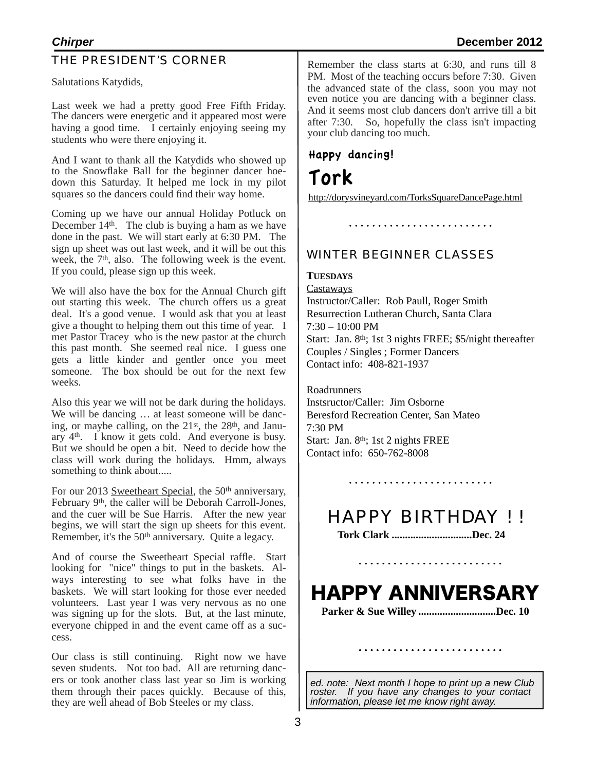## THE PRESIDENT'S CORNER

Salutations Katydids,

Last week we had a pretty good Free Fifth Friday. The dancers were energetic and it appeared most were having a good time. I certainly enjoying seeing my students who were there enjoying it.

And I want to thank all the Katydids who showed up to the Snowflake Ball for the beginner dancer hoe-down this Saturday. It helped me lock in my pilot squares so the dancers could find their way home.

Coming up we have our annual Holiday Potluck on December 14th. The club is buying a ham as we have done in the past. We will start early at 6:30 PM. The sign up sheet was out last week, and it will be out this week, the 7th, also. The following week is the event. If you could, please sign up this week.

We will also have the box for the Annual Church gift out starting this week. The church offers us a great deal. It's a good venue. I would ask that you at least give a thought to helping them out this time of year. I met Pastor Tracey who is the new pastor at the church this past month. She seemed real nice. I guess one gets a little kinder and gentler once you meet someone. The box should be out for the next few weeks.

Also this year we will not be dark during the holidays. We will be dancing … at least someone will be dancing, or maybe calling, on the 21st, the 28th, and January 4th. I know it gets cold. And everyone is busy. But we should be open a bit. Need to decide how the class will work during the holidays. Hmm, always something to think about.....

For our 2013 Sweetheart Special, the 50th anniversary, February 9th, the caller will be Deborah Carroll-Jones, and the cuer will be Sue Harris. After the new year begins, we will start the sign up sheets for this event. Remember, it's the 50th anniversary. Quite a legacy.

And of course the Sweetheart Special raffle. Start looking for "nice" things to put in the baskets. Always interesting to see what folks have in the baskets. We will start looking for those ever needed volunteers. Last year I was very nervous as no one was signing up for the slots. But, at the last minute, everyone chipped in and the event came off as a success.

Our class is still continuing. Right now we have seven students. Not too bad. All are returning dancers or took another class last year so Jim is working them through their paces quickly. Because of this, they are well ahead of Bob Steeles or my class.

Remember the class starts at 6:30, and runs till 8 PM. Most of the teaching occurs before 7:30. Given the advanced state of the class, soon you may not even notice you are dancing with a beginner class. And it seems most club dancers don't arrive till a bit after 7:30. So, hopefully the class isn't impacting your club dancing too much.

**Happy dancing!**

**Tork**

http://dorysvineyard.com/TorksSquareDancePage.html

. . . . . . . . . . . . . . . . . . . . . . . . .

## WINTER BEGINNER CLASSES

**TUESDAYS**

Castaways
Instructor/Caller: Rob Paull, Roger Smith
Resurrection Lutheran Church, Santa Clara
7:30 – 10:00 PM
Start: Jan. 8th; 1st 3 nights FREE; $5/night thereafter
Couples / Singles ; Former Dancers
Contact info: 408-821-1937

Roadrunners
Instsructor/Caller: Jim Osborne
Beresford Recreation Center, San Mateo
7:30 PM
Start: Jan. 8th; 1st 2 nights FREE
Contact info: 650-762-8008

. . . . . . . . . . . . . . . . . . . . . . . . .

## HAPPY BIRTHDAY ! !

**Tork Clark ..............................Dec. 24**

. . . . . . . . . . . . . . . . . . . . . . . . .

## HAPPY ANNIVERSARY

**Parker & Sue Willey .............................Dec. 10**

. . . . . . . . . . . . . . . . . . . . . . . . .

*ed. note: Next month I hope to print up a new Club roster. If you have any changes to your contact information, please let me know right away.*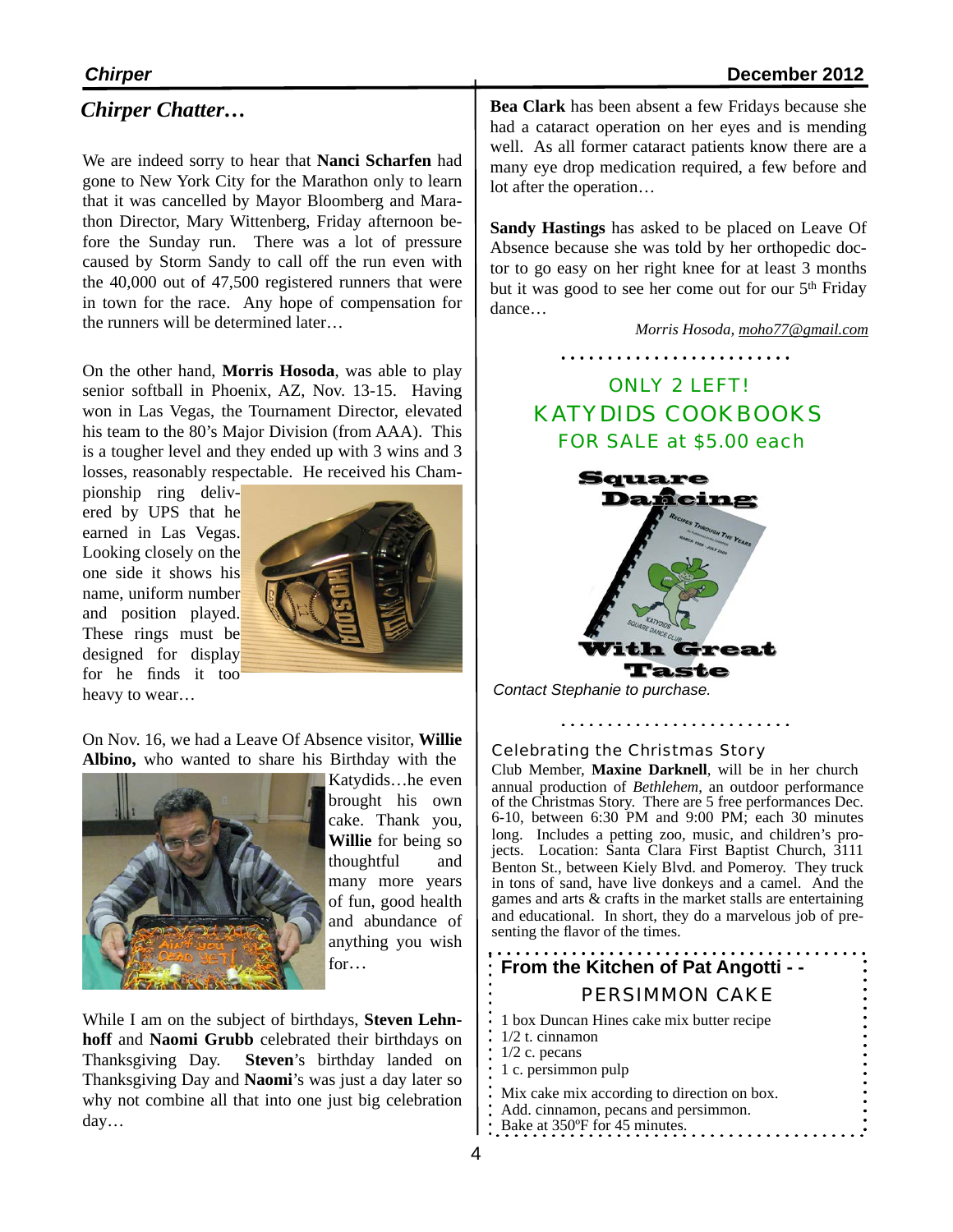## Chirper Chatter…

We are indeed sorry to hear that **Nanci Scharfen** had gone to New York City for the Marathon only to learn that it was cancelled by Mayor Bloomberg and Marathon Director, Mary Wittenberg, Friday afternoon before the Sunday run. There was a lot of pressure caused by Storm Sandy to call off the run even with the 40,000 out of 47,500 registered runners that were in town for the race. Any hope of compensation for the runners will be determined later…

On the other hand, **Morris Hosoda**, was able to play senior softball in Phoenix, AZ, Nov. 13-15. Having won in Las Vegas, the Tournament Director, elevated his team to the 80's Major Division (from AAA). This is a tougher level and they ended up with 3 wins and 3 losses, reasonably respectable. He received his Championship ring delivered by UPS that he earned in Las Vegas. Looking closely on the one side it shows his name, uniform number and position played. These rings must be designed for display for he finds it too heavy to wear…

On Nov. 16, we had a Leave Of Absence visitor, **Willie Albino,** who wanted to share his Birthday with the Katydids…he even brought his own cake. Thank you, **Willie** for being so thoughtful and many more years of fun, good health and abundance of anything you wish for…

While I am on the subject of birthdays, **Steven Lehnhoff** and **Naomi Grubb** celebrated their birthdays on Thanksgiving Day. **Steven**'s birthday landed on Thanksgiving Day and **Naomi**'s was just a day later so why not combine all that into one just big celebration day…

**Bea Clark** has been absent a few Fridays because she had a cataract operation on her eyes and is mending well. As all former cataract patients know there are a many eye drop medication required, a few before and lot after the operation…

**Sandy Hastings** has asked to be placed on Leave Of Absence because she was told by her orthopedic doctor to go easy on her right knee for at least 3 months but it was good to see her come out for our 5th Friday dance…

*Morris Hosoda, moho77@gmail.com*

ONLY 2 LEFT!

KATYDIDS COOKBOOKS

FOR SALE at $5.00 each

*Contact Stephanie to purchase.*

### Celebrating the Christmas Story

Club Member, **Maxine Darknell**, will be in her church annual production of *Bethlehem*, an outdoor performance of the Christmas Story. There are 5 free performances Dec. 6-10, between 6:30 PM and 9:00 PM; each 30 minutes long. Includes a petting zoo, music, and children's projects. Location: Santa Clara First Baptist Church, 3111 Benton St., between Kiely Blvd. and Pomeroy. They truck in tons of sand, have live donkeys and a camel. And the games and arts & crafts in the market stalls are entertaining and educational. In short, they do a marvelous job of presenting the flavor of the times.

### From the Kitchen of Pat Angotti - -

PERSIMMON CAKE

- 1 box Duncan Hines cake mix butter recipe
- 1/2 t. cinnamon
- 1/2 c. pecans
- 1 c. persimmon pulp

Mix cake mix according to direction on box.
Add. cinnamon, pecans and persimmon.
Bake at 350ºF for 45 minutes.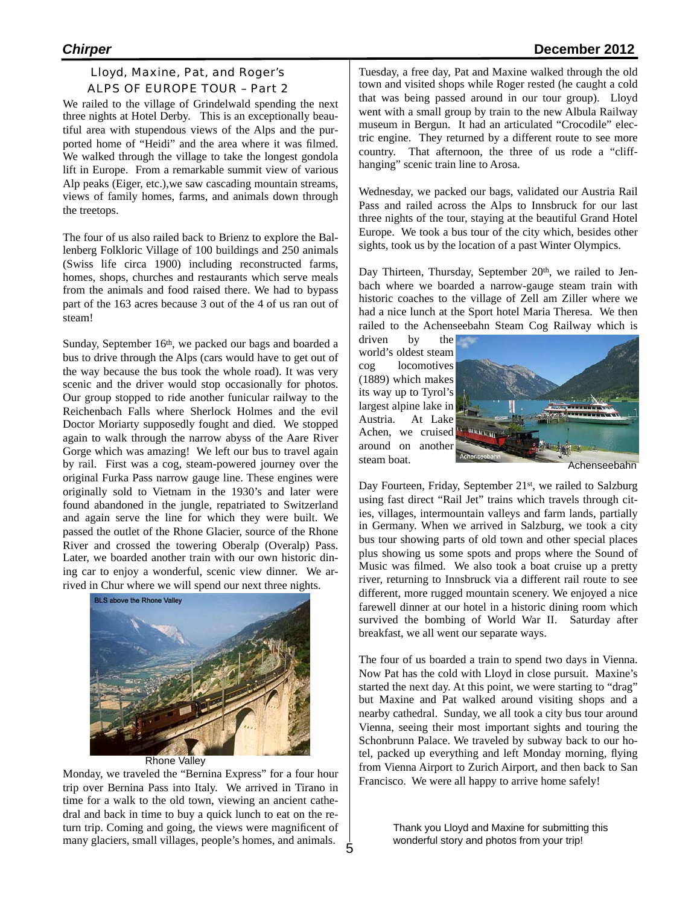## Lloyd, Maxine, Pat, and Roger's ALPS OF EUROPE TOUR – Part 2

We railed to the village of Grindelwald spending the next three nights at Hotel Derby. This is an exceptionally beautiful area with stupendous views of the Alps and the purported home of "Heidi" and the area where it was filmed. We walked through the village to take the longest gondola lift in Europe. From a remarkable summit view of various Alp peaks (Eiger, etc.),we saw cascading mountain streams, views of family homes, farms, and animals down through the treetops.

The four of us also railed back to Brienz to explore the Ballenberg Folkloric Village of 100 buildings and 250 animals (Swiss life circa 1900) including reconstructed farms, homes, shops, churches and restaurants which serve meals from the animals and food raised there. We had to bypass part of the 163 acres because 3 out of the 4 of us ran out of steam!

Sunday, September 16th, we packed our bags and boarded a bus to drive through the Alps (cars would have to get out of the way because the bus took the whole road). It was very scenic and the driver would stop occasionally for photos. Our group stopped to ride another funicular railway to the Reichenbach Falls where Sherlock Holmes and the evil Doctor Moriarty supposedly fought and died. We stopped again to walk through the narrow abyss of the Aare River Gorge which was amazing! We left our bus to travel again by rail. First was a cog, steam-powered journey over the original Furka Pass narrow gauge line. These engines were originally sold to Vietnam in the 1930's and later were found abandoned in the jungle, repatriated to Switzerland and again serve the line for which they were built. We passed the outlet of the Rhone Glacier, source of the Rhone River and crossed the towering Oberalp (Overalp) Pass. Later, we boarded another train with our own historic dining car to enjoy a wonderful, scenic view dinner. We arrived in Chur where we will spend our next three nights.

BLS above the Rhone Valley

Rhone Valley

Monday, we traveled the "Bernina Express" for a four hour trip over Bernina Pass into Italy. We arrived in Tirano in time for a walk to the old town, viewing an ancient cathedral and back in time to buy a quick lunch to eat on the return trip. Coming and going, the views were magnificent of many glaciers, small villages, people's homes, and animals.

Tuesday, a free day, Pat and Maxine walked through the old town and visited shops while Roger rested (he caught a cold that was being passed around in our tour group). Lloyd went with a small group by train to the new Albula Railway museum in Bergun. It had an articulated "Crocodile" electric engine. They returned by a different route to see more country. That afternoon, the three of us rode a "cliff-hanging" scenic train line to Arosa.

Wednesday, we packed our bags, validated our Austria Rail Pass and railed across the Alps to Innsbruck for our last three nights of the tour, staying at the beautiful Grand Hotel Europe. We took a bus tour of the city which, besides other sights, took us by the location of a past Winter Olympics.

Day Thirteen, Thursday, September 20th, we railed to Jenbach where we boarded a narrow-gauge steam train with historic coaches to the village of Zell am Ziller where we had a nice lunch at the Sport hotel Maria Theresa. We then railed to the Achenseebahn Steam Cog Railway which is driven by the world's oldest steam cog locomotives (1889) which makes its way up to Tyrol's largest alpine lake in Austria. At Lake Achen, we cruised around on another steam boat.

Achenseebahn

Day Fourteen, Friday, September 21st, we railed to Salzburg using fast direct "Rail Jet" trains which travels through cities, villages, intermountain valleys and farm lands, partially in Germany. When we arrived in Salzburg, we took a city bus tour showing parts of old town and other special places plus showing us some spots and props where the Sound of Music was filmed. We also took a boat cruise up a pretty river, returning to Innsbruck via a different rail route to see different, more rugged mountain scenery. We enjoyed a nice farewell dinner at our hotel in a historic dining room which survived the bombing of World War II. Saturday after breakfast, we all went our separate ways.

The four of us boarded a train to spend two days in Vienna. Now Pat has the cold with Lloyd in close pursuit. Maxine's started the next day. At this point, we were starting to "drag" but Maxine and Pat walked around visiting shops and a nearby cathedral. Sunday, we all took a city bus tour around Vienna, seeing their most important sights and touring the Schonbrunn Palace. We traveled by subway back to our hotel, packed up everything and left Monday morning, flying from Vienna Airport to Zurich Airport, and then back to San Francisco. We were all happy to arrive home safely!

Thank you Lloyd and Maxine for submitting this wonderful story and photos from your trip!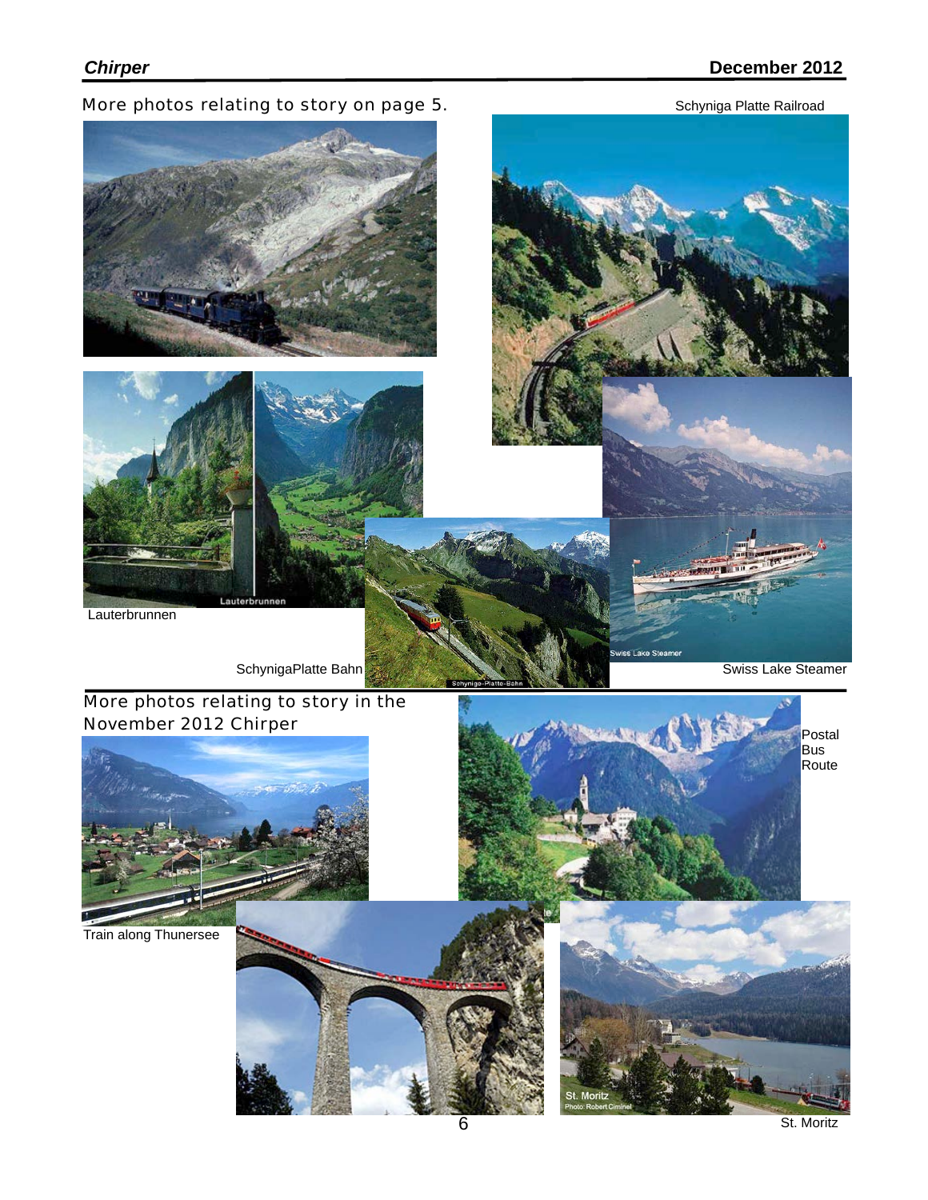More photos relating to story on page 5.

Schyniga Platte Railroad

Lauterbrunnen

SchynigaPlatte Bahn

Swiss Lake Steamer

More photos relating to story in the November 2012 Chirper

Postal Bus Route

Train along Thunersee

St. Moritz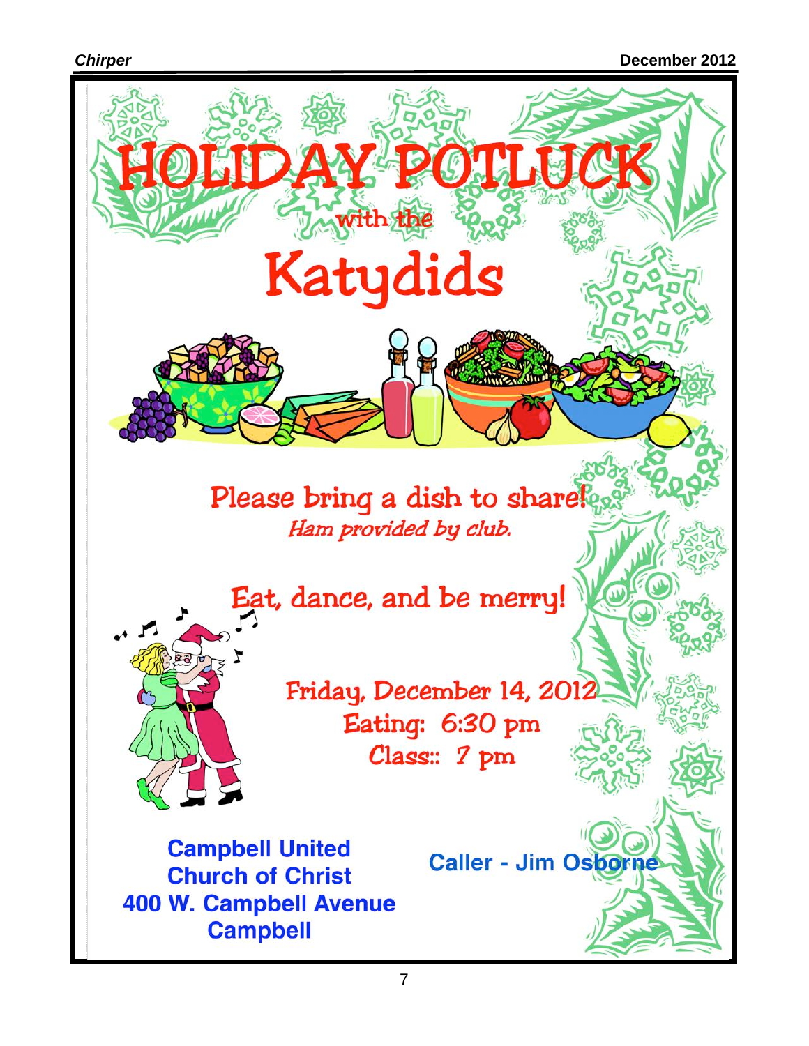# HOLIDAY POTLUCK

with the

# Katydids

Please bring a dish to share!

*Ham provided by club.*

Eat, dance, and be merry!

Friday, December 14, 2012
Eating: 6:30 pm
Class:: 7 pm

**Campbell United Church of Christ**
**400 W. Campbell Avenue**
**Campbell**

**Caller - Jim Osborne**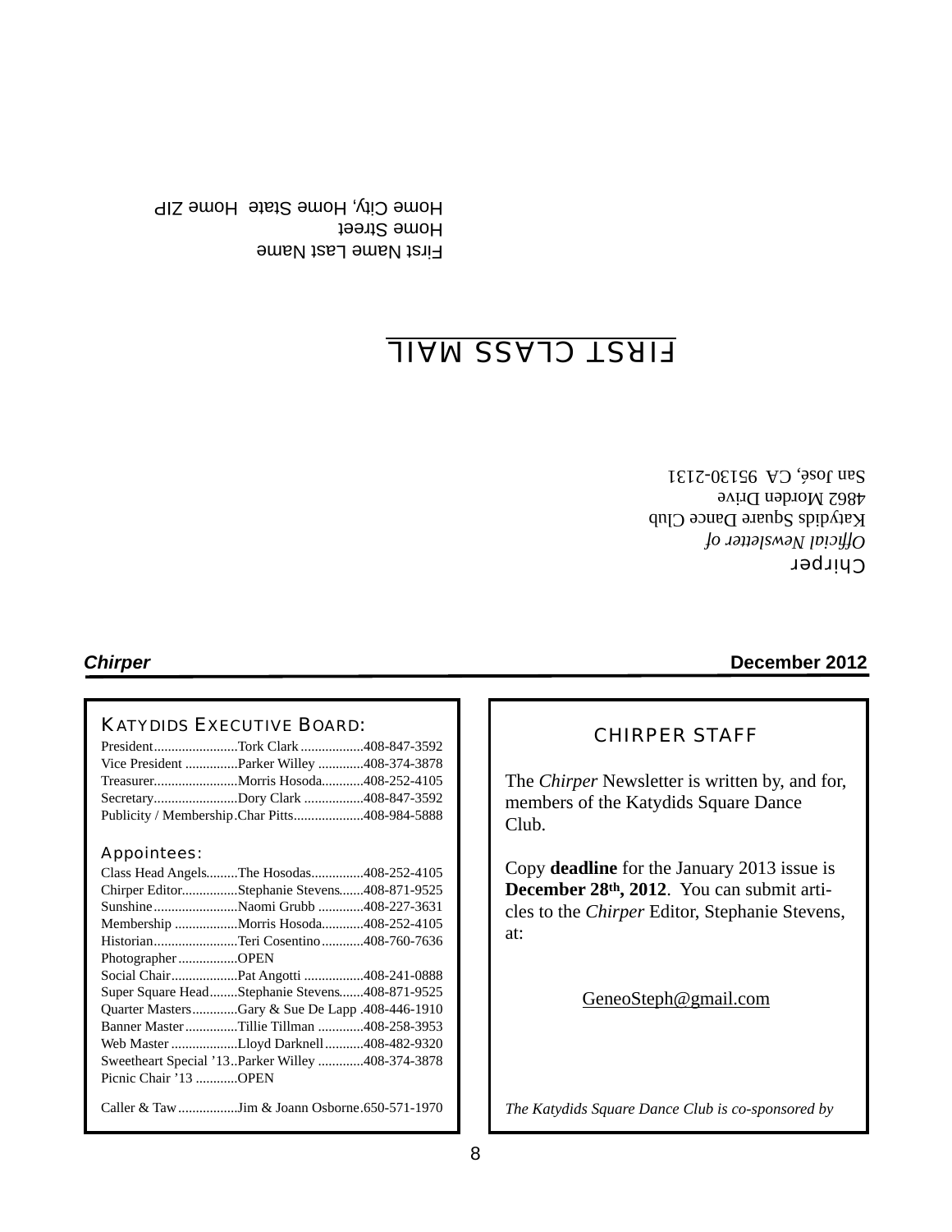First Name Last Name
Home Street
Home City, Home State Home ZIP

FIRST CLASS MAIL

Chirper
*Official Newsletter of*
Katydids Square Dance Club
4862 Morden Drive
San José, CA 95130-2131

## KATYDIDS EXECUTIVE BOARD:

| | | |
|---|---|---|
| President | Tork Clark | 408-847-3592 |
| Vice President | Parker Willey | 408-374-3878 |
| Treasurer | Morris Hosoda | 408-252-4105 |
| Secretary | Dory Clark | 408-847-3592 |
| Publicity / Membership | Char Pitts | 408-984-5888 |

### Appointees:

| | | |
|---|---|---|
| Class Head Angels | The Hosodas | 408-252-4105 |
| Chirper Editor | Stephanie Stevens | 408-871-9525 |
| Sunshine | Naomi Grubb | 408-227-3631 |
| Membership | Morris Hosoda | 408-252-4105 |
| Historian | Teri Cosentino | 408-760-7636 |
| Photographer | OPEN | |
| Social Chair | Pat Angotti | 408-241-0888 |
| Super Square Head | Stephanie Stevens | 408-871-9525 |
| Quarter Masters | Gary & Sue De Lapp | 408-446-1910 |
| Banner Master | Tillie Tillman | 408-258-3953 |
| Web Master | Lloyd Darknell | 408-482-9320 |
| Sweetheart Special '13 | Parker Willey | 408-374-3878 |
| Picnic Chair '13 | OPEN | |
| Caller & Taw | Jim & Joann Osborne | 650-571-1970 |

## CHIRPER STAFF

The *Chirper* Newsletter is written by, and for, members of the Katydids Square Dance Club.

Copy **deadline** for the January 2013 issue is **December 28th, 2012**. You can submit articles to the *Chirper* Editor, Stephanie Stevens, at:

GeneoSteph@gmail.com

*The Katydids Square Dance Club is co-sponsored by*